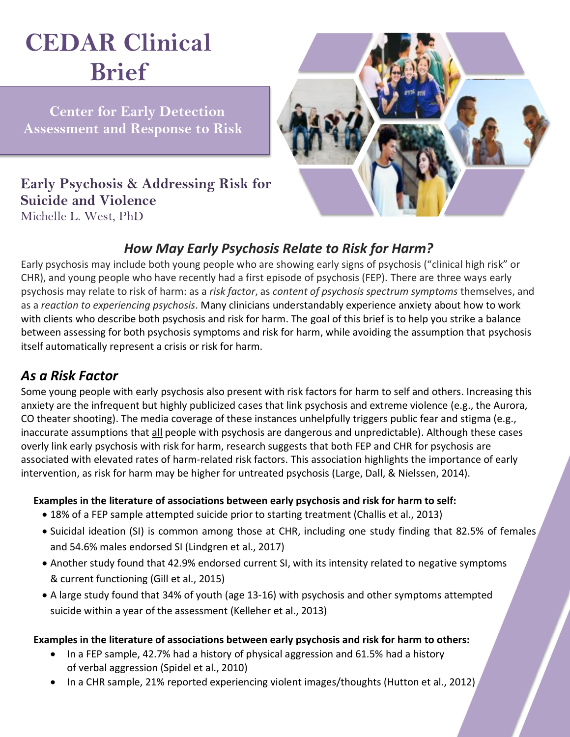# CEDAR Clinical Brief

**Center for Early Detection Assessment and Response to Risk**

## Early Psychosis & Addressing Risk for Suicide and Violence

Michelle L. West, PhD

### *How May Early Psychosis Relate to Risk for Harm?*

Early psychosis may include both young people who are showing early signs of psychosis ("clinical high risk" or CHR), and young people who have recently had a first episode of psychosis (FEP). There are three ways early psychosis may relate to risk of harm: as a *risk factor*, as *content of psychosis spectrum symptoms* themselves, and as a *reaction to experiencing psychosis*. Many clinicians understandably experience anxiety about how to work with clients who describe both psychosis and risk for harm. The goal of this brief is to help you strike a balance between assessing for both psychosis symptoms and risk for harm, while avoiding the assumption that psychosis itself automatically represent a crisis or risk for harm.

### *As a Risk Factor*

Some young people with early psychosis also present with risk factors for harm to self and others. Increasing this anxiety are the infrequent but highly publicized cases that link psychosis and extreme violence (e.g., the Aurora, CO theater shooting). The media coverage of these instances unhelpfully triggers public fear and stigma (e.g., inaccurate assumptions that all people with psychosis are dangerous and unpredictable). Although these cases overly link early psychosis with risk for harm, research suggests that both FEP and CHR for psychosis are associated with elevated rates of harm-related risk factors. This association highlights the importance of early intervention, as risk for harm may be higher for untreated psychosis (Large, Dall, & Nielssen, 2014).

**Examples in the literature of associations between early psychosis and risk for harm to self:**

- 18% of a FEP sample attempted suicide prior to starting treatment (Challis et al., 2013)
- Suicidal ideation (SI) is common among those at CHR, including one study finding that 82.5% of females and 54.6% males endorsed SI (Lindgren et al., 2017)
- Another study found that 42.9% endorsed current SI, with its intensity related to negative symptoms & current functioning (Gill et al., 2015)
- A large study found that 34% of youth (age 13-16) with psychosis and other symptoms attempted suicide within a year of the assessment (Kelleher et al., 2013)

**Examples in the literature of associations between early psychosis and risk for harm to others:**

- In a FEP sample, 42.7% had a history of physical aggression and 61.5% had a history of verbal aggression (Spidel et al., 2010)
- In a CHR sample, 21% reported experiencing violent images/thoughts (Hutton et al., 2012)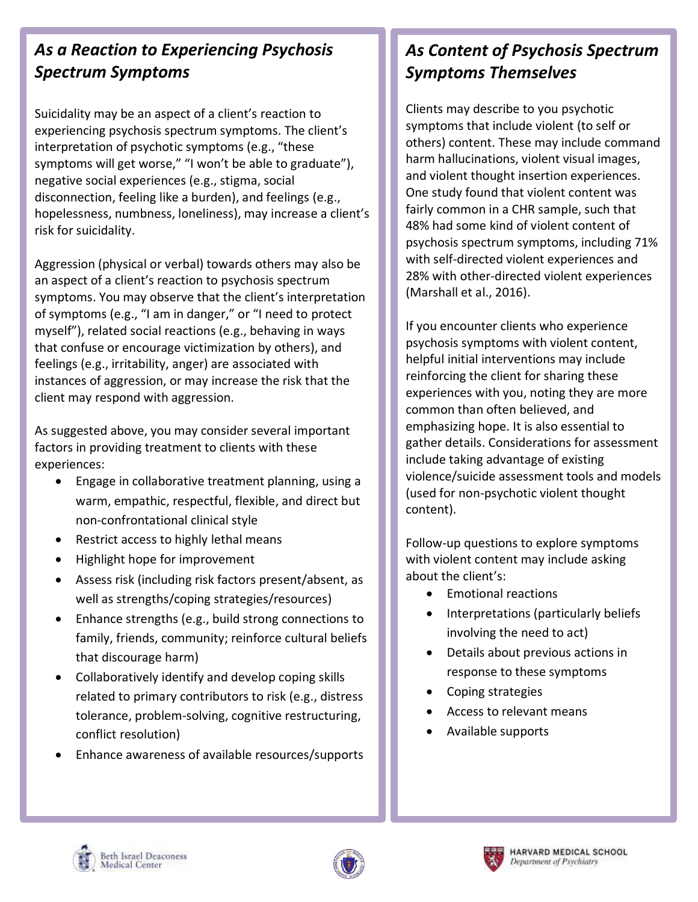## *As a Reaction to Experiencing Psychosis Spectrum Symptoms*

Suicidality may be an aspect of a client's reaction to experiencing psychosis spectrum symptoms. The client's interpretation of psychotic symptoms (e.g., "these symptoms will get worse," "I won't be able to graduate"), negative social experiences (e.g., stigma, social disconnection, feeling like a burden), and feelings (e.g., hopelessness, numbness, loneliness), may increase a client's risk for suicidality.

Aggression (physical or verbal) towards others may also be an aspect of a client's reaction to psychosis spectrum symptoms. You may observe that the client's interpretation of symptoms (e.g., "I am in danger," or "I need to protect myself"), related social reactions (e.g., behaving in ways that confuse or encourage victimization by others), and feelings (e.g., irritability, anger) are associated with instances of aggression, or may increase the risk that the client may respond with aggression.

As suggested above, you may consider several important factors in providing treatment to clients with these experiences:

- Engage in collaborative treatment planning, using a warm, empathic, respectful, flexible, and direct but non-confrontational clinical style
- Restrict access to highly lethal means
- Highlight hope for improvement
- Assess risk (including risk factors present/absent, as well as strengths/coping strategies/resources)
- Enhance strengths (e.g., build strong connections to family, friends, community; reinforce cultural beliefs that discourage harm)
- Collaboratively identify and develop coping skills related to primary contributors to risk (e.g., distress tolerance, problem-solving, cognitive restructuring, conflict resolution)
- Enhance awareness of available resources/supports

## *As Content of Psychosis Spectrum Symptoms Themselves*

Clients may describe to you psychotic symptoms that include violent (to self or others) content. These may include command harm hallucinations, violent visual images, and violent thought insertion experiences. One study found that violent content was fairly common in a CHR sample, such that 48% had some kind of violent content of psychosis spectrum symptoms, including 71% with self-directed violent experiences and 28% with other-directed violent experiences (Marshall et al., 2016).

If you encounter clients who experience psychosis symptoms with violent content, helpful initial interventions may include reinforcing the client for sharing these experiences with you, noting they are more common than often believed, and emphasizing hope. It is also essential to gather details. Considerations for assessment include taking advantage of existing violence/suicide assessment tools and models (used for non-psychotic violent thought content).

Follow-up questions to explore symptoms with violent content may include asking about the client's:

- Emotional reactions
- Interpretations (particularly beliefs involving the need to act)
- Details about previous actions in response to these symptoms
- Coping strategies
- Access to relevant means
- Available supports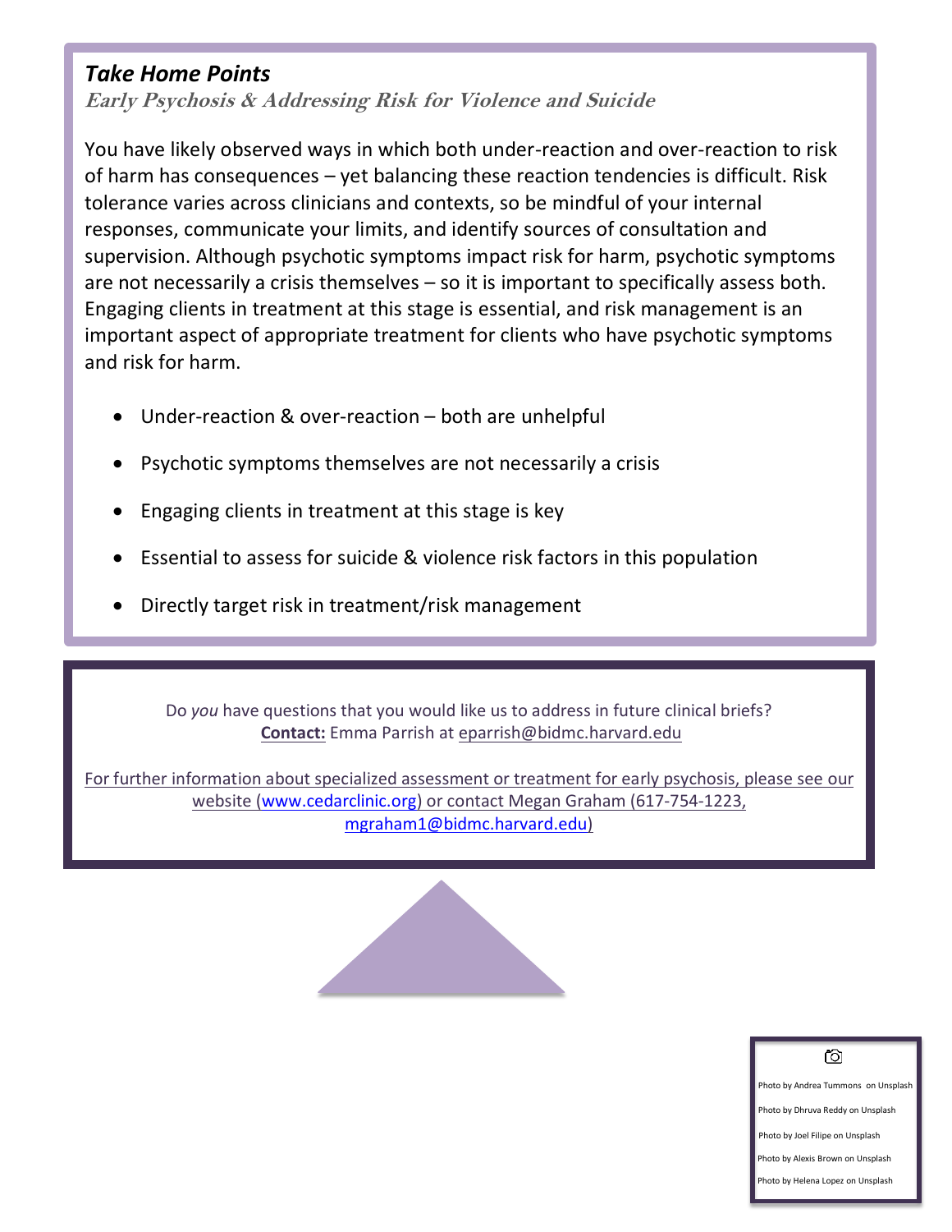## *Take Home Points*

***Early Psychosis & Addressing Risk for Violence and Suicide***

You have likely observed ways in which both under-reaction and over-reaction to risk of harm has consequences – yet balancing these reaction tendencies is difficult. Risk tolerance varies across clinicians and contexts, so be mindful of your internal responses, communicate your limits, and identify sources of consultation and supervision. Although psychotic symptoms impact risk for harm, psychotic symptoms are not necessarily a crisis themselves – so it is important to specifically assess both. Engaging clients in treatment at this stage is essential, and risk management is an important aspect of appropriate treatment for clients who have psychotic symptoms and risk for harm.

- Under-reaction & over-reaction – both are unhelpful
- Psychotic symptoms themselves are not necessarily a crisis
- Engaging clients in treatment at this stage is key
- Essential to assess for suicide & violence risk factors in this population
- Directly target risk in treatment/risk management

Do *you* have questions that you would like us to address in future clinical briefs?
**Contact:** Emma Parrish at eparrish@bidmc.harvard.edu

For further information about specialized assessment or treatment for early psychosis, please see our website (www.cedarclinic.org) or contact Megan Graham (617-754-1223, mgraham1@bidmc.harvard.edu)

Photo by Andrea Tummons on Unsplash
Photo by Dhruva Reddy on Unsplash
Photo by Joel Filipe on Unsplash
Photo by Alexis Brown on Unsplash
Photo by Helena Lopez on Unsplash